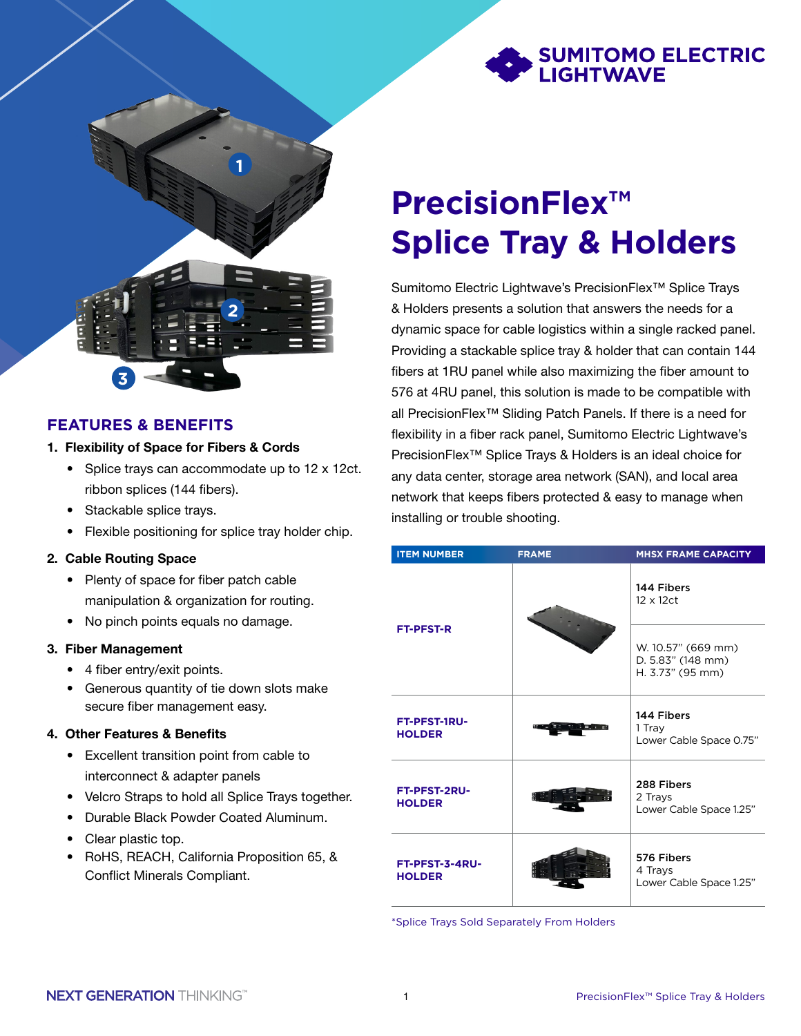SUMITOMO ELECTRIC LIGHTWAVE

# PrecisionFlex™ Splice Tray & Holders

Sumitomo Electric Lightwave's PrecisionFlex™ Splice Trays & Holders presents a solution that answers the needs for a dynamic space for cable logistics within a single racked panel. Providing a stackable splice tray & holder that can contain 144 fibers at 1RU panel while also maximizing the fiber amount to 576 at 4RU panel, this solution is made to be compatible with all PrecisionFlex™ Sliding Patch Panels. If there is a need for flexibility in a fiber rack panel, Sumitomo Electric Lightwave's PrecisionFlex™ Splice Trays & Holders is an ideal choice for any data center, storage area network (SAN), and local area network that keeps fibers protected & easy to manage when installing or trouble shooting.

## FEATURES & BENEFITS

1. **Flexibility of Space for Fibers & Cords**
   - Splice trays can accommodate up to 12 x 12ct. ribbon splices (144 fibers).
   - Stackable splice trays.
   - Flexible positioning for splice tray holder chip.
2. **Cable Routing Space**
   - Plenty of space for fiber patch cable manipulation & organization for routing.
   - No pinch points equals no damage.
3. **Fiber Management**
   - 4 fiber entry/exit points.
   - Generous quantity of tie down slots make secure fiber management easy.
4. **Other Features & Benefits**
   - Excellent transition point from cable to interconnect & adapter panels
   - Velcro Straps to hold all Splice Trays together.
   - Durable Black Powder Coated Aluminum.
   - Clear plastic top.
   - RoHS, REACH, California Proposition 65, & Conflict Minerals Compliant.

| ITEM NUMBER | FRAME | MHSX FRAME CAPACITY |
|---|---|---|
| FT-PFST-R | | 144 Fibers<br>12 x 12ct<br><br>W. 10.57" (669 mm)<br>D. 5.83" (148 mm)<br>H. 3.73" (95 mm) |
| FT-PFST-1RU-HOLDER | | 144 Fibers<br>1 Tray<br>Lower Cable Space 0.75" |
| FT-PFST-2RU-HOLDER | | 288 Fibers<br>2 Trays<br>Lower Cable Space 1.25" |
| FT-PFST-3-4RU-HOLDER | | 576 Fibers<br>4 Trays<br>Lower Cable Space 1.25" |

*Splice Trays Sold Separately From Holders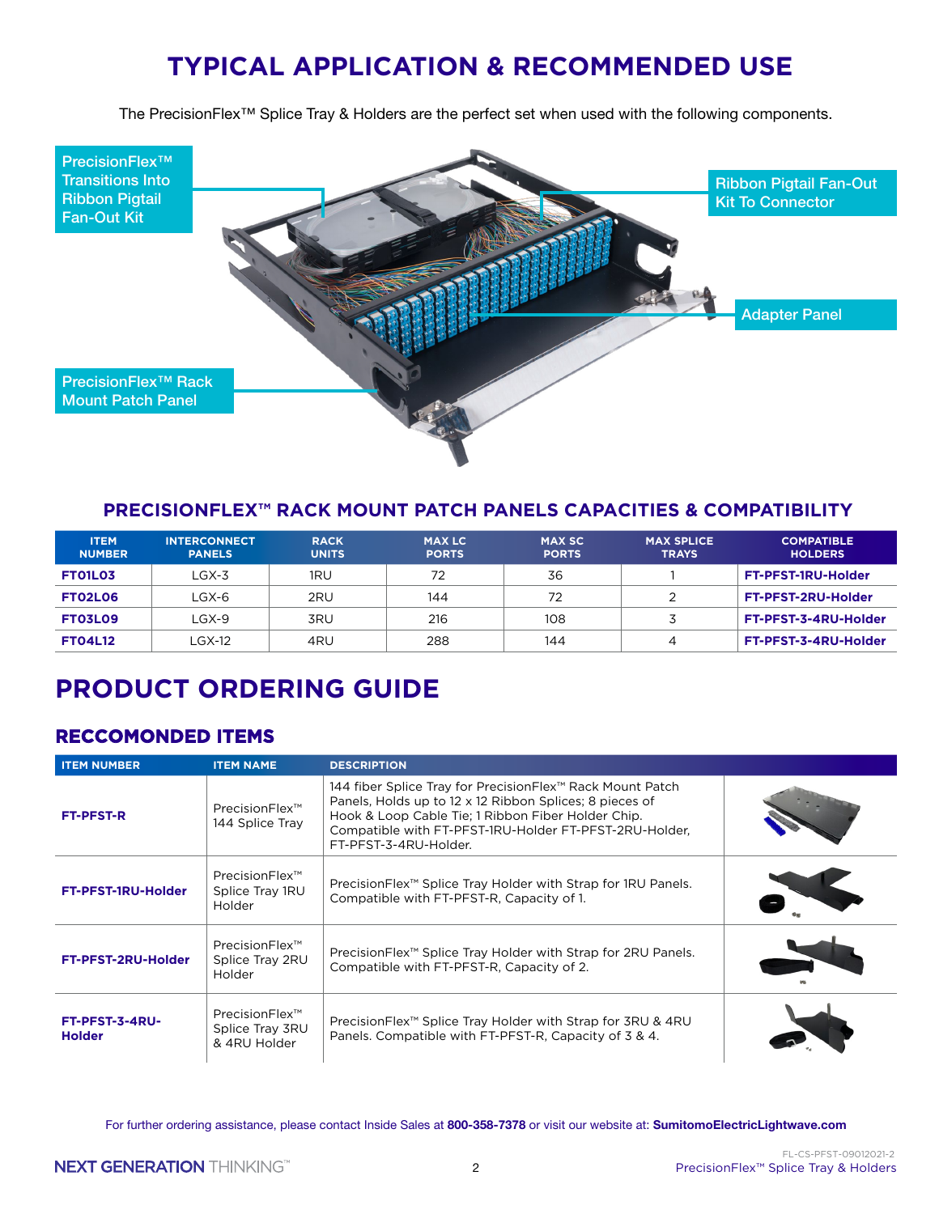# TYPICAL APPLICATION & RECOMMENDED USE

The PrecisionFlex™ Splice Tray & Holders are the perfect set when used with the following components.

PrecisionFlex™ Transitions Into Ribbon Pigtail Fan-Out Kit

Ribbon Pigtail Fan-Out Kit To Connector

Adapter Panel

PrecisionFlex™ Rack Mount Patch Panel

## PRECISIONFLEX™ RACK MOUNT PATCH PANELS CAPACITIES & COMPATIBILITY

| ITEM NUMBER | INTERCONNECT PANELS | RACK UNITS | MAX LC PORTS | MAX SC PORTS | MAX SPLICE TRAYS | COMPATIBLE HOLDERS |
|---|---|---|---|---|---|---|
| **FT01L03** | LGX-3 | 1RU | 72 | 36 | 1 | **FT-PFST-1RU-Holder** |
| **FT02L06** | LGX-6 | 2RU | 144 | 72 | 2 | **FT-PFST-2RU-Holder** |
| **FT03L09** | LGX-9 | 3RU | 216 | 108 | 3 | **FT-PFST-3-4RU-Holder** |
| **FT04L12** | LGX-12 | 4RU | 288 | 144 | 4 | **FT-PFST-3-4RU-Holder** |

# PRODUCT ORDERING GUIDE

## RECCOMONDED ITEMS

| ITEM NUMBER | ITEM NAME | DESCRIPTION | |
|---|---|---|---|
| **FT-PFST-R** | PrecisionFlex™ 144 Splice Tray | 144 fiber Splice Tray for PrecisionFlex™ Rack Mount Patch Panels, Holds up to 12 x 12 Ribbon Splices; 8 pieces of Hook & Loop Cable Tie; 1 Ribbon Fiber Holder Chip. Compatible with FT-PFST-1RU-Holder FT-PFST-2RU-Holder, FT-PFST-3-4RU-Holder. | |
| **FT-PFST-1RU-Holder** | PrecisionFlex™ Splice Tray 1RU Holder | PrecisionFlex™ Splice Tray Holder with Strap for 1RU Panels. Compatible with FT-PFST-R, Capacity of 1. | |
| **FT-PFST-2RU-Holder** | PrecisionFlex™ Splice Tray 2RU Holder | PrecisionFlex™ Splice Tray Holder with Strap for 2RU Panels. Compatible with FT-PFST-R, Capacity of 2. | |
| **FT-PFST-3-4RU-Holder** | PrecisionFlex™ Splice Tray 3RU & 4RU Holder | PrecisionFlex™ Splice Tray Holder with Strap for 3RU & 4RU Panels. Compatible with FT-PFST-R, Capacity of 3 & 4. | |

For further ordering assistance, please contact Inside Sales at **800-358-7378** or visit our website at: **SumitomoElectricLightwave.com**

FL-CS-PFST-09012021-2